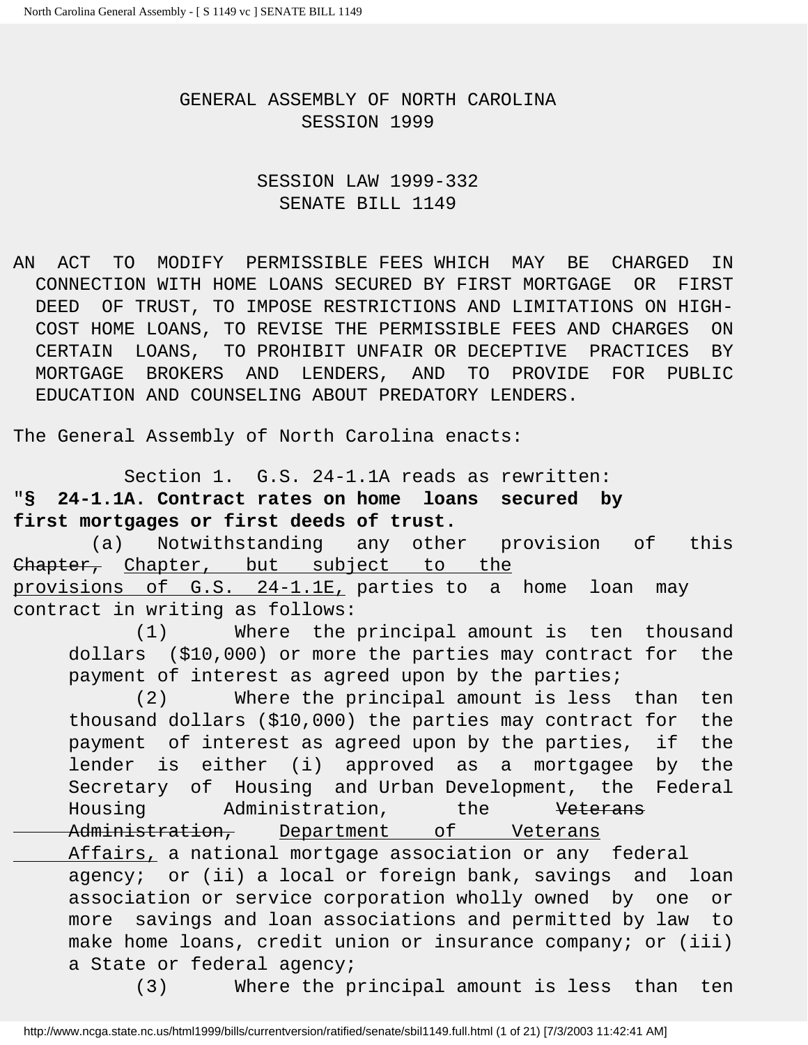GENERAL ASSEMBLY OF NORTH CAROLINA
SESSION 1999

SESSION LAW 1999-332
SENATE BILL 1149

AN ACT TO MODIFY PERMISSIBLE FEES WHICH MAY BE CHARGED IN CONNECTION WITH HOME LOANS SECURED BY FIRST MORTGAGE OR FIRST DEED OF TRUST, TO IMPOSE RESTRICTIONS AND LIMITATIONS ON HIGH-COST HOME LOANS, TO REVISE THE PERMISSIBLE FEES AND CHARGES ON CERTAIN LOANS, TO PROHIBIT UNFAIR OR DECEPTIVE PRACTICES BY MORTGAGE BROKERS AND LENDERS, AND TO PROVIDE FOR PUBLIC EDUCATION AND COUNSELING ABOUT PREDATORY LENDERS.

The General Assembly of North Carolina enacts:

Section 1. G.S. 24-1.1A reads as rewritten:

"**§ 24-1.1A. Contract rates on home loans secured by first mortgages or first deeds of trust.**

(a) Notwithstanding any other provision of this ~~Chapter,~~ <u>Chapter, but subject to the provisions of G.S. 24-1.1E,</u> parties to a home loan may contract in writing as follows:

(1) Where the principal amount is ten thousand dollars ($10,000) or more the parties may contract for the payment of interest as agreed upon by the parties;

(2) Where the principal amount is less than ten thousand dollars ($10,000) the parties may contract for the payment of interest as agreed upon by the parties, if the lender is either (i) approved as a mortgagee by the Secretary of Housing and Urban Development, the Federal Housing Administration, the ~~Veterans Administration,~~ <u>Department of Veterans Affairs,</u> a national mortgage association or any federal agency; or (ii) a local or foreign bank, savings and loan association or service corporation wholly owned by one or more savings and loan associations and permitted by law to make home loans, credit union or insurance company; or (iii) a State or federal agency;

(3) Where the principal amount is less than ten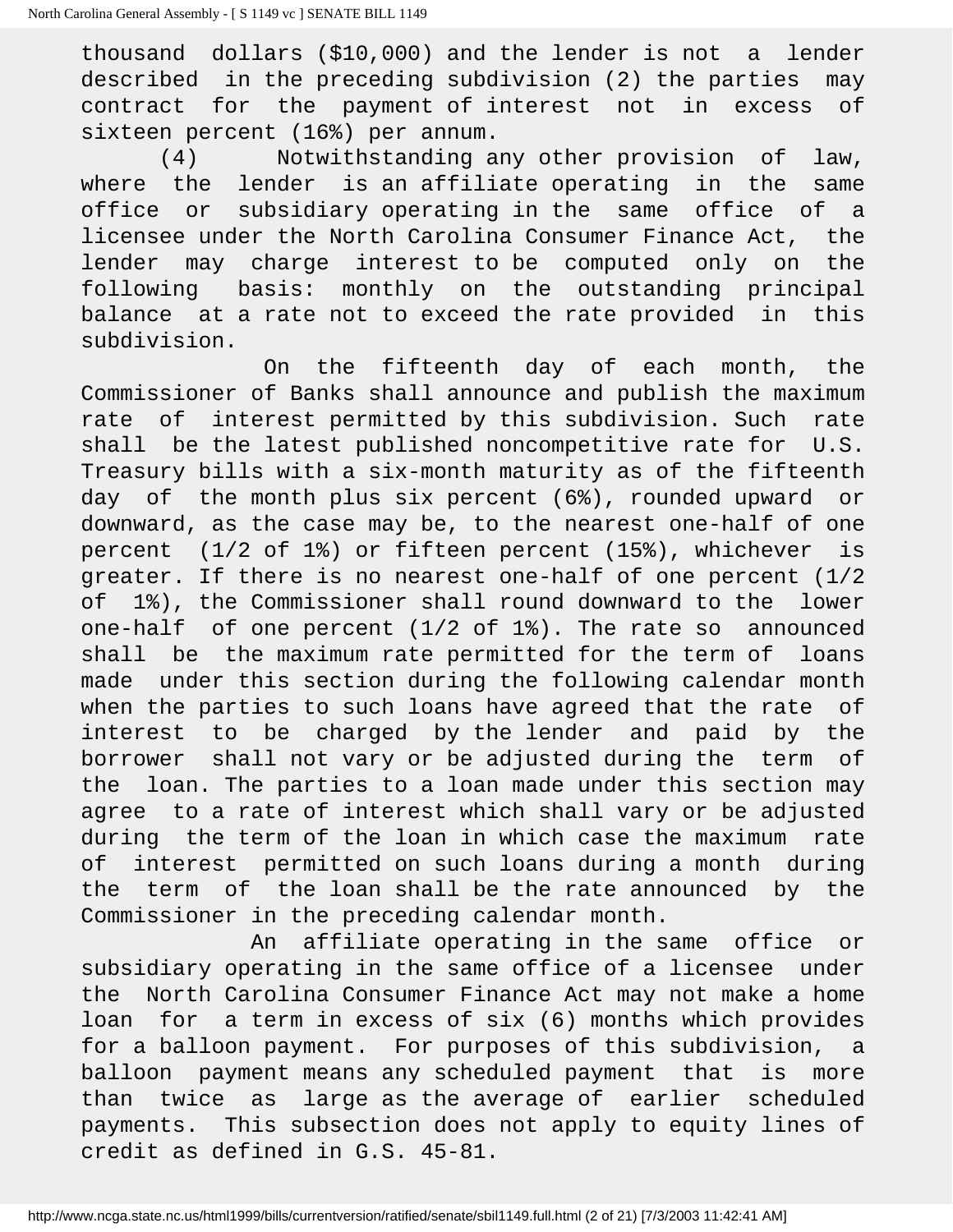thousand dollars ($10,000) and the lender is not a lender described in the preceding subdivision (2) the parties may contract for the payment of interest not in excess of sixteen percent (16%) per annum.

(4) Notwithstanding any other provision of law, where the lender is an affiliate operating in the same office or subsidiary operating in the same office of a licensee under the North Carolina Consumer Finance Act, the lender may charge interest to be computed only on the following basis: monthly on the outstanding principal balance at a rate not to exceed the rate provided in this subdivision.

On the fifteenth day of each month, the Commissioner of Banks shall announce and publish the maximum rate of interest permitted by this subdivision. Such rate shall be the latest published noncompetitive rate for U.S. Treasury bills with a six-month maturity as of the fifteenth day of the month plus six percent (6%), rounded upward or downward, as the case may be, to the nearest one-half of one percent (1/2 of 1%) or fifteen percent (15%), whichever is greater. If there is no nearest one-half of one percent (1/2 of 1%), the Commissioner shall round downward to the lower one-half of one percent (1/2 of 1%). The rate so announced shall be the maximum rate permitted for the term of loans made under this section during the following calendar month when the parties to such loans have agreed that the rate of interest to be charged by the lender and paid by the borrower shall not vary or be adjusted during the term of the loan. The parties to a loan made under this section may agree to a rate of interest which shall vary or be adjusted during the term of the loan in which case the maximum rate of interest permitted on such loans during a month during the term of the loan shall be the rate announced by the Commissioner in the preceding calendar month.

An affiliate operating in the same office or subsidiary operating in the same office of a licensee under the North Carolina Consumer Finance Act may not make a home loan for a term in excess of six (6) months which provides for a balloon payment. For purposes of this subdivision, a balloon payment means any scheduled payment that is more than twice as large as the average of earlier scheduled payments. This subsection does not apply to equity lines of credit as defined in G.S. 45-81.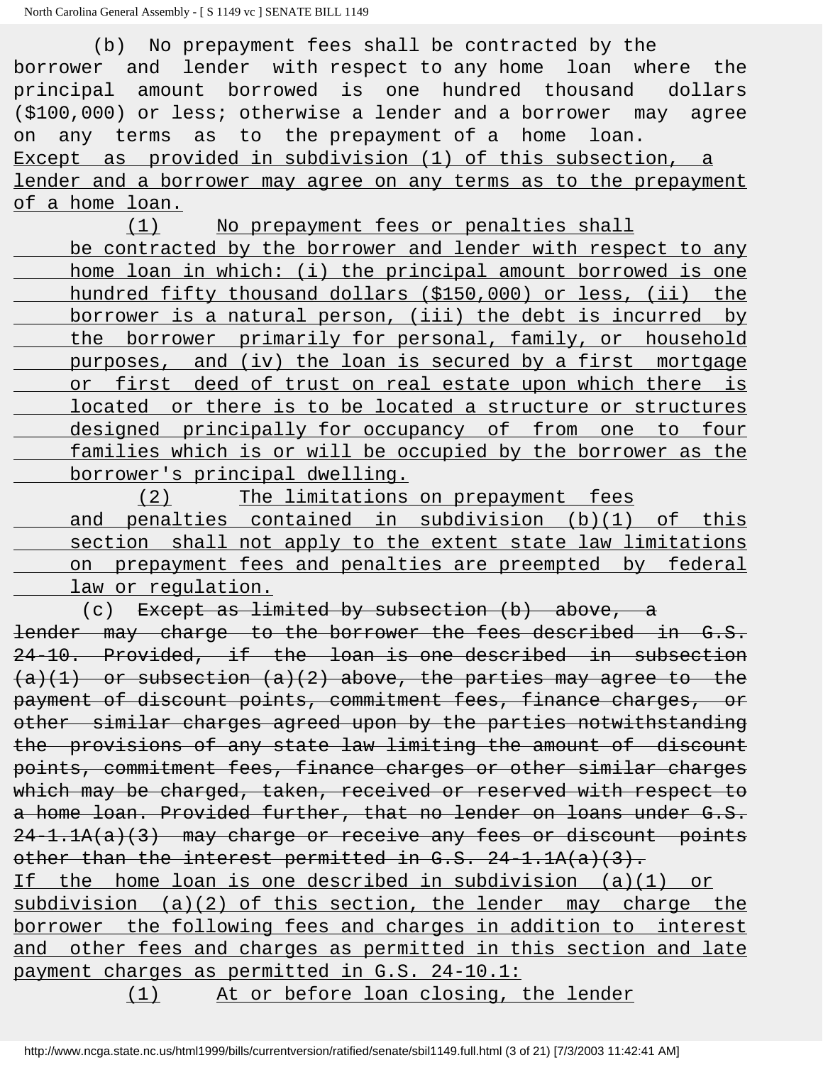(b) No prepayment fees shall be contracted by the borrower and lender with respect to any home loan where the principal amount borrowed is one hundred thousand dollars ($100,000) or less; otherwise a lender and a borrower may agree on any terms as to the prepayment of a home loan. <u>Except as provided in subdivision (1) of this subsection, a lender and a borrower may agree on any terms as to the prepayment of a home loan.</u>

<u>(1) No prepayment fees or penalties shall be contracted by the borrower and lender with respect to any home loan in which: (i) the principal amount borrowed is one hundred fifty thousand dollars ($150,000) or less, (ii) the borrower is a natural person, (iii) the debt is incurred by the borrower primarily for personal, family, or household purposes, and (iv) the loan is secured by a first mortgage or first deed of trust on real estate upon which there is located or there is to be located a structure or structures designed principally for occupancy of from one to four families which is or will be occupied by the borrower as the borrower's principal dwelling.</u>

<u>(2) The limitations on prepayment fees and penalties contained in subdivision (b)(1) of this section shall not apply to the extent state law limitations on prepayment fees and penalties are preempted by federal law or regulation.</u>

(c) ~~Except as limited by subsection (b) above, a lender may charge to the borrower the fees described in G.S. 24-10. Provided, if the loan is one described in subsection (a)(1) or subsection (a)(2) above, the parties may agree to the payment of discount points, commitment fees, finance charges, or other similar charges agreed upon by the parties notwithstanding the provisions of any state law limiting the amount of discount points, commitment fees, finance charges or other similar charges which may be charged, taken, received or reserved with respect to a home loan. Provided further, that no lender on loans under G.S. 24-1.1A(a)(3) may charge or receive any fees or discount points other than the interest permitted in G.S. 24-1.1A(a)(3).~~ <u>If the home loan is one described in subdivision (a)(1) or subdivision (a)(2) of this section, the lender may charge the borrower the following fees and charges in addition to interest and other fees and charges as permitted in this section and late payment charges as permitted in G.S. 24-10.1:</u>

<u>(1) At or before loan closing, the lender</u>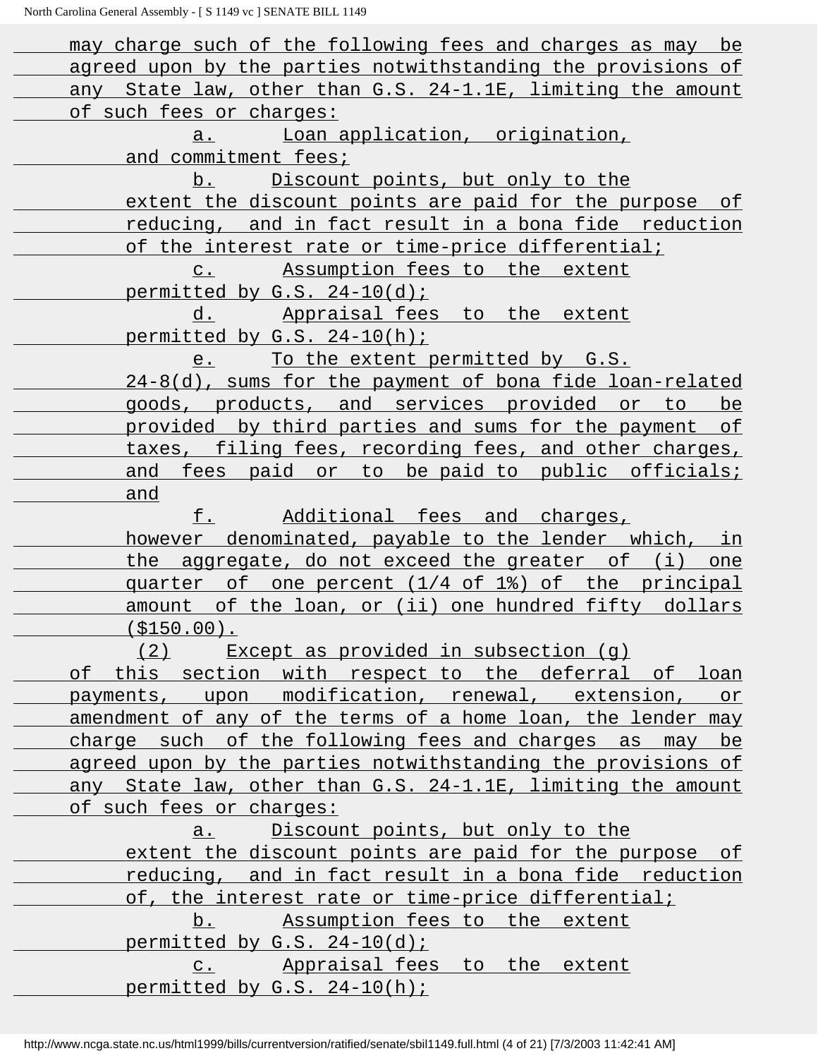may charge such of the following fees and charges as may be agreed upon by the parties notwithstanding the provisions of any State law, other than G.S. 24-1.1E, limiting the amount of such fees or charges:

a. Loan application, origination, and commitment fees;

b. Discount points, but only to the extent the discount points are paid for the purpose of reducing, and in fact result in a bona fide reduction of the interest rate or time-price differential;

c. Assumption fees to the extent permitted by G.S. 24-10(d);

d. Appraisal fees to the extent permitted by G.S. 24-10(h);

e. To the extent permitted by G.S. 24-8(d), sums for the payment of bona fide loan-related goods, products, and services provided or to be provided by third parties and sums for the payment of taxes, filing fees, recording fees, and other charges, and fees paid or to be paid to public officials; and

f. Additional fees and charges, however denominated, payable to the lender which, in the aggregate, do not exceed the greater of (i) one quarter of one percent (1/4 of 1%) of the principal amount of the loan, or (ii) one hundred fifty dollars ($150.00).

(2) Except as provided in subsection (g) of this section with respect to the deferral of loan payments, upon modification, renewal, extension, or amendment of any of the terms of a home loan, the lender may charge such of the following fees and charges as may be agreed upon by the parties notwithstanding the provisions of any State law, other than G.S. 24-1.1E, limiting the amount of such fees or charges:

a. Discount points, but only to the extent the discount points are paid for the purpose of reducing, and in fact result in a bona fide reduction of, the interest rate or time-price differential;

b. Assumption fees to the extent permitted by G.S. 24-10(d);

c. Appraisal fees to the extent permitted by G.S. 24-10(h);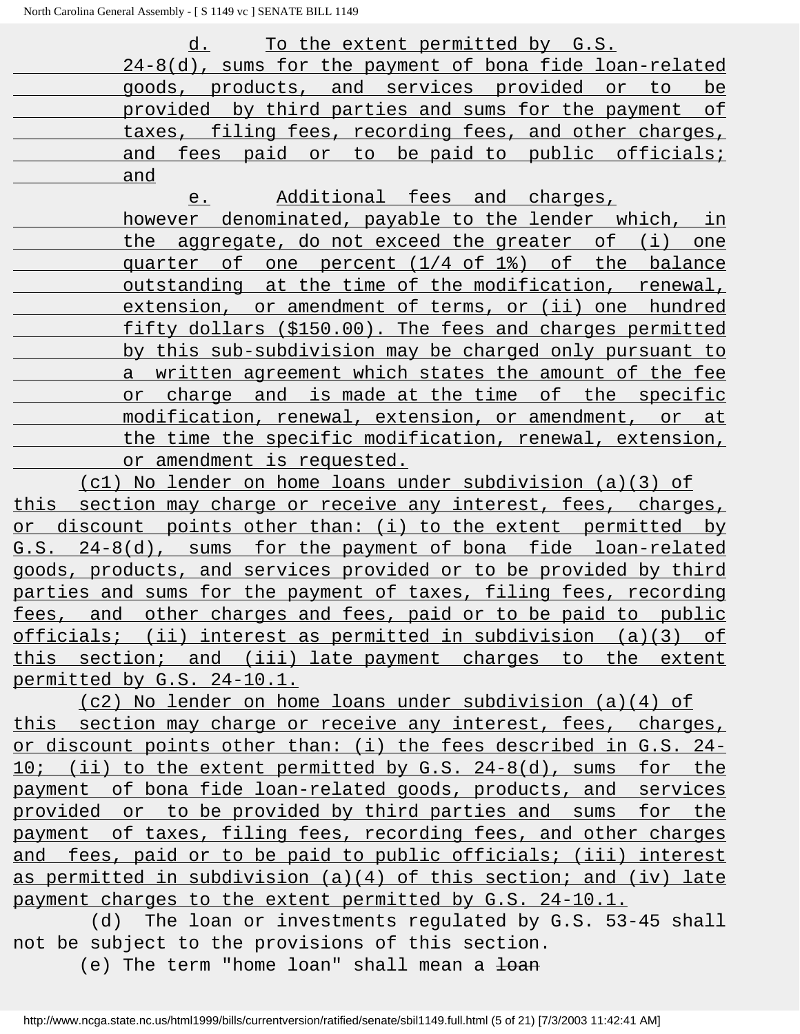d. To the extent permitted by G.S. 24-8(d), sums for the payment of bona fide loan-related goods, products, and services provided or to be provided by third parties and sums for the payment of taxes, filing fees, recording fees, and other charges, and fees paid or to be paid to public officials; and

e. Additional fees and charges, however denominated, payable to the lender which, in the aggregate, do not exceed the greater of (i) one quarter of one percent (1/4 of 1%) of the balance outstanding at the time of the modification, renewal, extension, or amendment of terms, or (ii) one hundred fifty dollars ($150.00). The fees and charges permitted by this sub-subdivision may be charged only pursuant to a written agreement which states the amount of the fee or charge and is made at the time of the specific modification, renewal, extension, or amendment, or at the time the specific modification, renewal, extension, or amendment is requested.

(c1) No lender on home loans under subdivision (a)(3) of this section may charge or receive any interest, fees, charges, or discount points other than: (i) to the extent permitted by G.S. 24-8(d), sums for the payment of bona fide loan-related goods, products, and services provided or to be provided by third parties and sums for the payment of taxes, filing fees, recording fees, and other charges and fees, paid or to be paid to public officials; (ii) interest as permitted in subdivision (a)(3) of this section; and (iii) late payment charges to the extent permitted by G.S. 24-10.1.

(c2) No lender on home loans under subdivision (a)(4) of this section may charge or receive any interest, fees, charges, or discount points other than: (i) the fees described in G.S. 24-10; (ii) to the extent permitted by G.S. 24-8(d), sums for the payment of bona fide loan-related goods, products, and services provided or to be provided by third parties and sums for the payment of taxes, filing fees, recording fees, and other charges and fees, paid or to be paid to public officials; (iii) interest as permitted in subdivision (a)(4) of this section; and (iv) late payment charges to the extent permitted by G.S. 24-10.1.

(d) The loan or investments regulated by G.S. 53-45 shall not be subject to the provisions of this section.

(e) The term "home loan" shall mean a ~~loan~~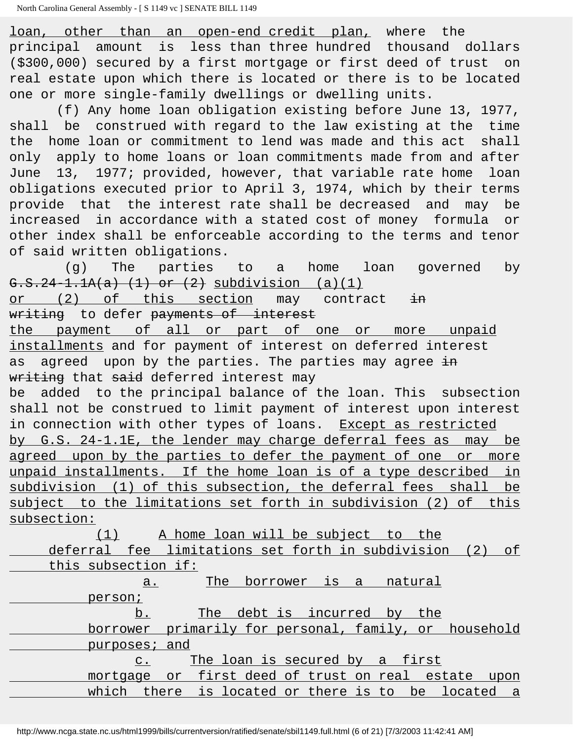loan, other than an open-end credit plan, where the principal amount is less than three hundred thousand dollars ($300,000) secured by a first mortgage or first deed of trust on real estate upon which there is located or there is to be located one or more single-family dwellings or dwelling units.

(f) Any home loan obligation existing before June 13, 1977, shall be construed with regard to the law existing at the time the home loan or commitment to lend was made and this act shall only apply to home loans or loan commitments made from and after June 13, 1977; provided, however, that variable rate home loan obligations executed prior to April 3, 1974, which by their terms provide that the interest rate shall be decreased and may be increased in accordance with a stated cost of money formula or other index shall be enforceable according to the terms and tenor of said written obligations.

(g) The parties to a home loan governed by ~~G.S.24-1.1A(a) (1) or (2)~~ subdivision (a)(1) or (2) of this section may contract ~~in writing~~ to defer ~~payments of interest~~ the payment of all or part of one or more unpaid installments and for payment of interest on deferred interest as agreed upon by the parties. The parties may agree ~~in writing~~ that ~~said~~ deferred interest may be added to the principal balance of the loan. This subsection shall not be construed to limit payment of interest upon interest in connection with other types of loans. Except as restricted by G.S. 24-1.1E, the lender may charge deferral fees as may be agreed upon by the parties to defer the payment of one or more unpaid installments. If the home loan is of a type described in subdivision (1) of this subsection, the deferral fees shall be subject to the limitations set forth in subdivision (2) of this subsection:

(1) A home loan will be subject to the deferral fee limitations set forth in subdivision (2) of this subsection if:

a. The borrower is a natural person;

b. The debt is incurred by the borrower primarily for personal, family, or household purposes; and

c. The loan is secured by a first mortgage or first deed of trust on real estate upon which there is located or there is to be located a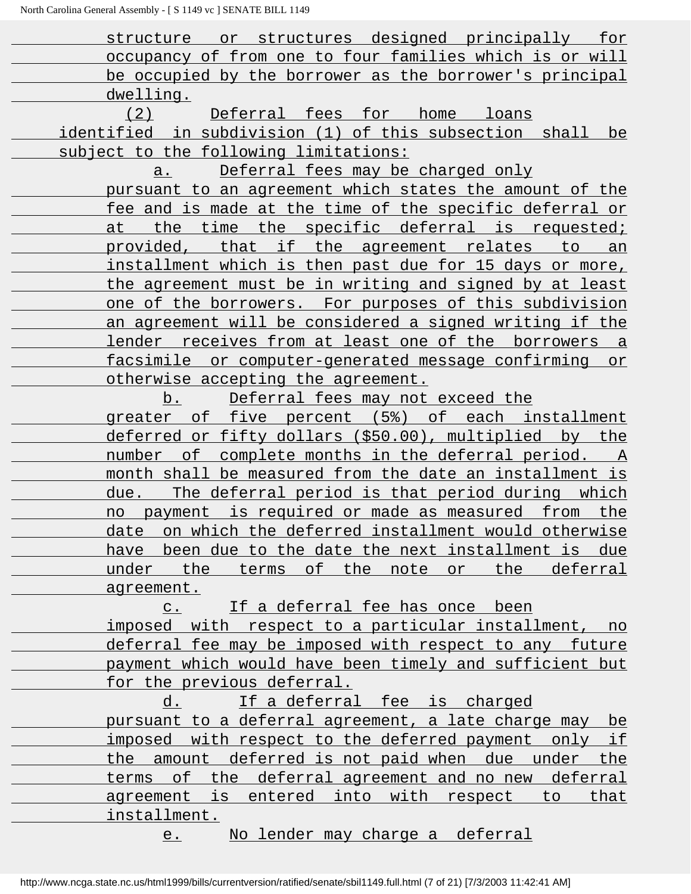structure or structures designed principally for occupancy of from one to four families which is or will be occupied by the borrower as the borrower's principal dwelling.

(2) Deferral fees for home loans identified in subdivision (1) of this subsection shall be subject to the following limitations:

a. Deferral fees may be charged only pursuant to an agreement which states the amount of the fee and is made at the time of the specific deferral or at the time the specific deferral is requested; provided, that if the agreement relates to an installment which is then past due for 15 days or more, the agreement must be in writing and signed by at least one of the borrowers. For purposes of this subdivision an agreement will be considered a signed writing if the lender receives from at least one of the borrowers a facsimile or computer-generated message confirming or otherwise accepting the agreement.

b. Deferral fees may not exceed the greater of five percent (5%) of each installment deferred or fifty dollars ($50.00), multiplied by the number of complete months in the deferral period. A month shall be measured from the date an installment is due. The deferral period is that period during which no payment is required or made as measured from the date on which the deferred installment would otherwise have been due to the date the next installment is due under the terms of the note or the deferral agreement.

c. If a deferral fee has once been imposed with respect to a particular installment, no deferral fee may be imposed with respect to any future payment which would have been timely and sufficient but for the previous deferral.

d. If a deferral fee is charged pursuant to a deferral agreement, a late charge may be imposed with respect to the deferred payment only if the amount deferred is not paid when due under the terms of the deferral agreement and no new deferral agreement is entered into with respect to that installment.

e. No lender may charge a deferral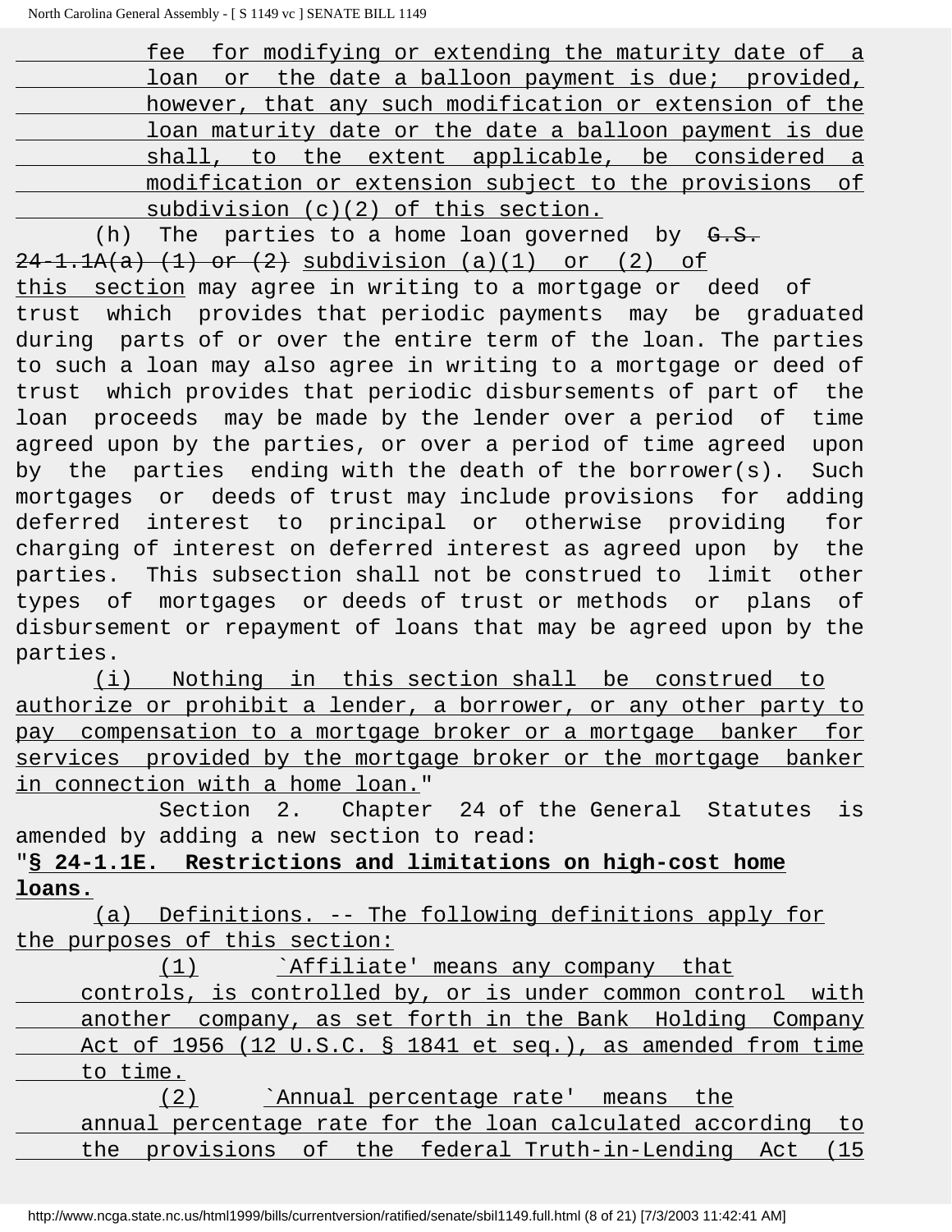fee for modifying or extending the maturity date of a loan or the date a balloon payment is due; provided, however, that any such modification or extension of the loan maturity date or the date a balloon payment is due shall, to the extent applicable, be considered a modification or extension subject to the provisions of subdivision (c)(2) of this section.

(h) The parties to a home loan governed by ~~G.S. 24-1.1A(a) (1) or (2)~~ subdivision (a)(1) or (2) of this section may agree in writing to a mortgage or deed of trust which provides that periodic payments may be graduated during parts of or over the entire term of the loan. The parties to such a loan may also agree in writing to a mortgage or deed of trust which provides that periodic disbursements of part of the loan proceeds may be made by the lender over a period of time agreed upon by the parties, or over a period of time agreed upon by the parties ending with the death of the borrower(s). Such mortgages or deeds of trust may include provisions for adding deferred interest to principal or otherwise providing for charging of interest on deferred interest as agreed upon by the parties. This subsection shall not be construed to limit other types of mortgages or deeds of trust or methods or plans of disbursement or repayment of loans that may be agreed upon by the parties.

(i) Nothing in this section shall be construed to authorize or prohibit a lender, a borrower, or any other party to pay compensation to a mortgage broker or a mortgage banker for services provided by the mortgage broker or the mortgage banker in connection with a home loan."

Section 2. Chapter 24 of the General Statutes is amended by adding a new section to read:

"**§ 24-1.1E. Restrictions and limitations on high-cost home loans.**

(a) Definitions. -- The following definitions apply for the purposes of this section:

(1) `Affiliate' means any company that controls, is controlled by, or is under common control with another company, as set forth in the Bank Holding Company Act of 1956 (12 U.S.C. § 1841 et seq.), as amended from time to time.

(2) `Annual percentage rate' means the annual percentage rate for the loan calculated according to the provisions of the federal Truth-in-Lending Act (15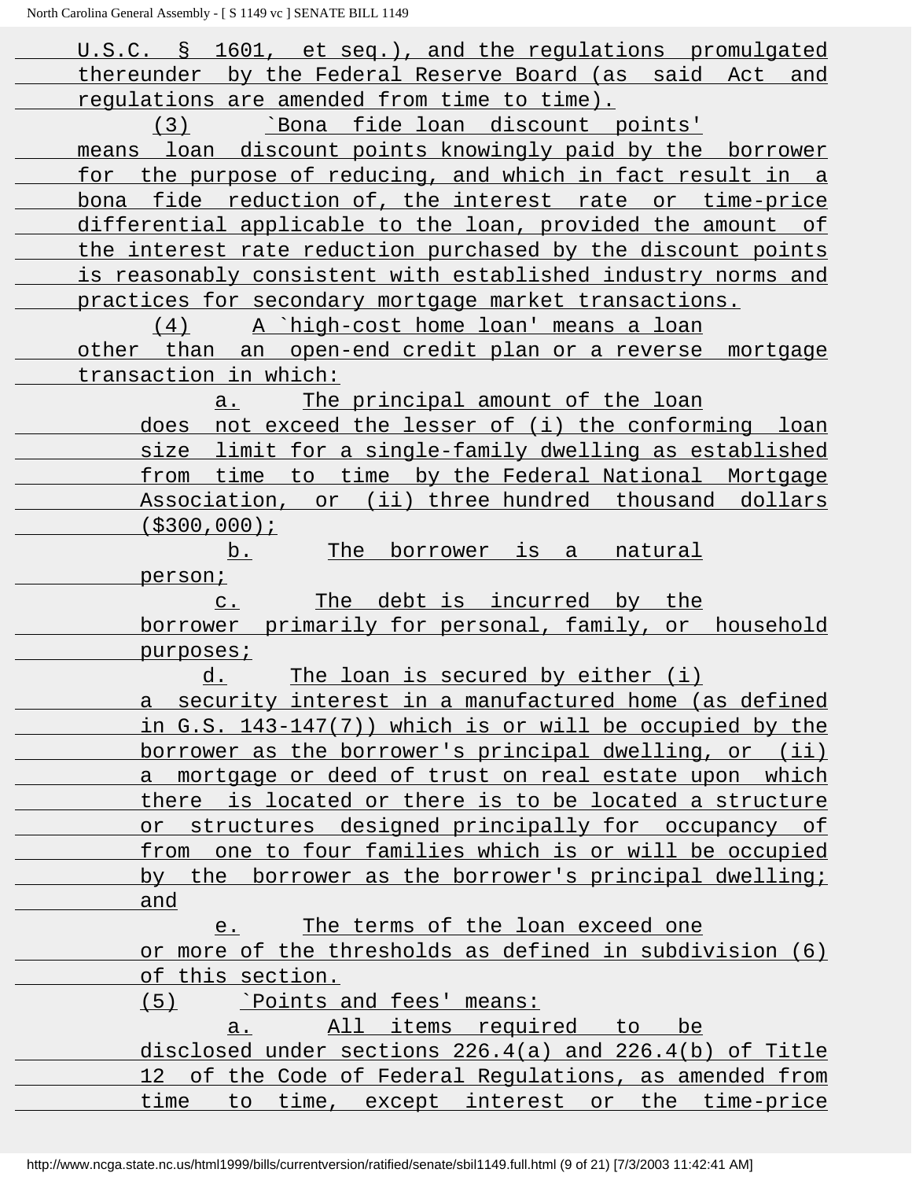U.S.C. § 1601, et seq.), and the regulations promulgated thereunder by the Federal Reserve Board (as said Act and regulations are amended from time to time).

(3) `Bona fide loan discount points' means loan discount points knowingly paid by the borrower for the purpose of reducing, and which in fact result in a bona fide reduction of, the interest rate or time-price differential applicable to the loan, provided the amount of the interest rate reduction purchased by the discount points is reasonably consistent with established industry norms and practices for secondary mortgage market transactions.

(4) A `high-cost home loan' means a loan other than an open-end credit plan or a reverse mortgage transaction in which:

a. The principal amount of the loan does not exceed the lesser of (i) the conforming loan size limit for a single-family dwelling as established from time to time by the Federal National Mortgage Association, or (ii) three hundred thousand dollars ($300,000);

b. The borrower is a natural person;

c. The debt is incurred by the borrower primarily for personal, family, or household purposes;

d. The loan is secured by either (i) a security interest in a manufactured home (as defined in G.S. 143-147(7)) which is or will be occupied by the borrower as the borrower's principal dwelling, or (ii) a mortgage or deed of trust on real estate upon which there is located or there is to be located a structure or structures designed principally for occupancy of from one to four families which is or will be occupied by the borrower as the borrower's principal dwelling; and

e. The terms of the loan exceed one or more of the thresholds as defined in subdivision (6) of this section.

(5) `Points and fees' means:

a. All items required to be disclosed under sections 226.4(a) and 226.4(b) of Title 12 of the Code of Federal Regulations, as amended from time to time, except interest or the time-price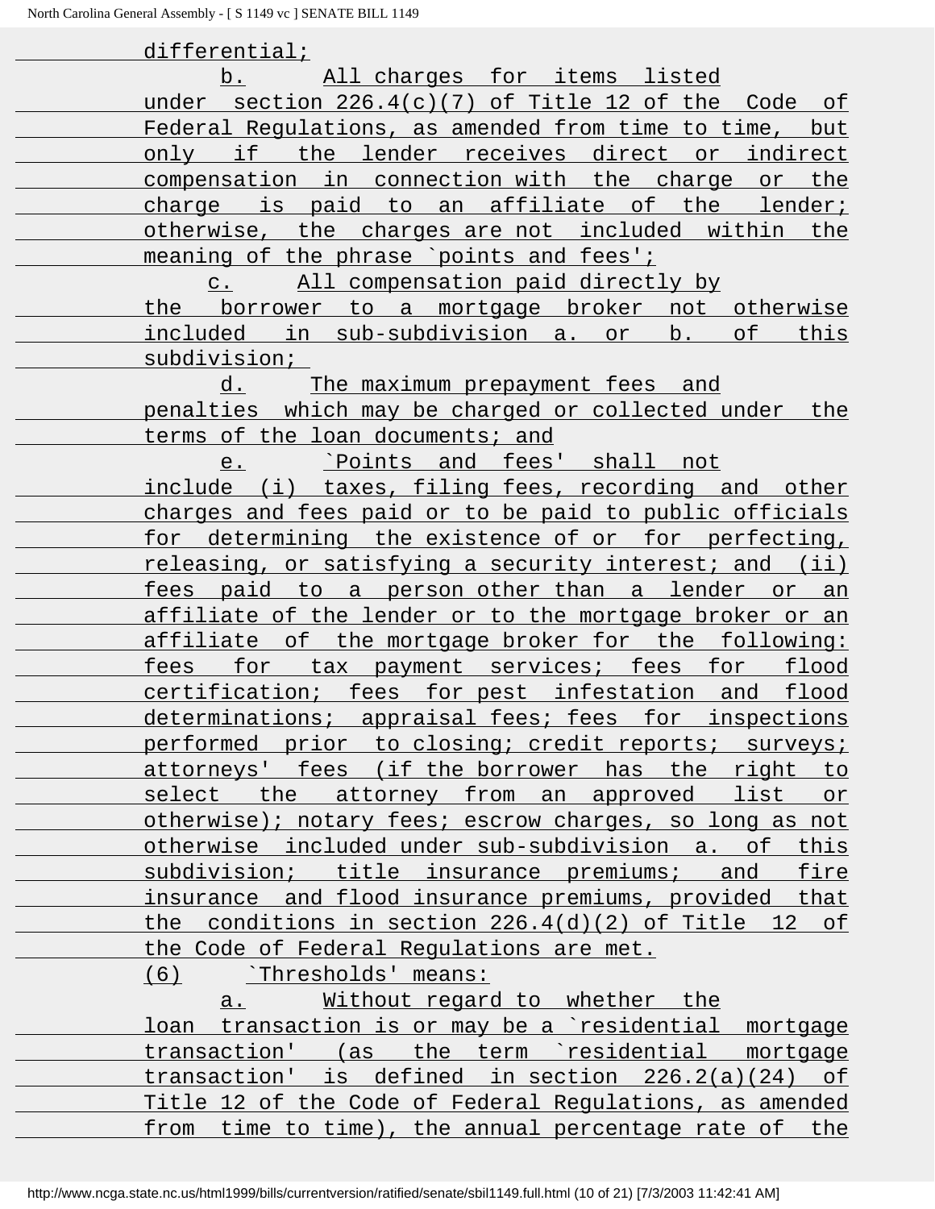differential;

b. All charges for items listed under section 226.4(c)(7) of Title 12 of the Code of Federal Regulations, as amended from time to time, but only if the lender receives direct or indirect compensation in connection with the charge or the charge is paid to an affiliate of the lender; otherwise, the charges are not included within the meaning of the phrase `points and fees';

c. All compensation paid directly by the borrower to a mortgage broker not otherwise included in sub-subdivision a. or b. of this subdivision;

d. The maximum prepayment fees and penalties which may be charged or collected under the terms of the loan documents; and

e. `Points and fees' shall not include (i) taxes, filing fees, recording and other charges and fees paid or to be paid to public officials for determining the existence of or for perfecting, releasing, or satisfying a security interest; and (ii) fees paid to a person other than a lender or an affiliate of the lender or to the mortgage broker or an affiliate of the mortgage broker for the following: fees for tax payment services; fees for flood certification; fees for pest infestation and flood determinations; appraisal fees; fees for inspections performed prior to closing; credit reports; surveys; attorneys' fees (if the borrower has the right to select the attorney from an approved list or otherwise); notary fees; escrow charges, so long as not otherwise included under sub-subdivision a. of this subdivision; title insurance premiums; and fire insurance and flood insurance premiums, provided that the conditions in section 226.4(d)(2) of Title 12 of the Code of Federal Regulations are met.

(6) `Thresholds' means:

a. Without regard to whether the loan transaction is or may be a `residential mortgage transaction' (as the term `residential mortgage transaction' is defined in section 226.2(a)(24) of Title 12 of the Code of Federal Regulations, as amended from time to time), the annual percentage rate of the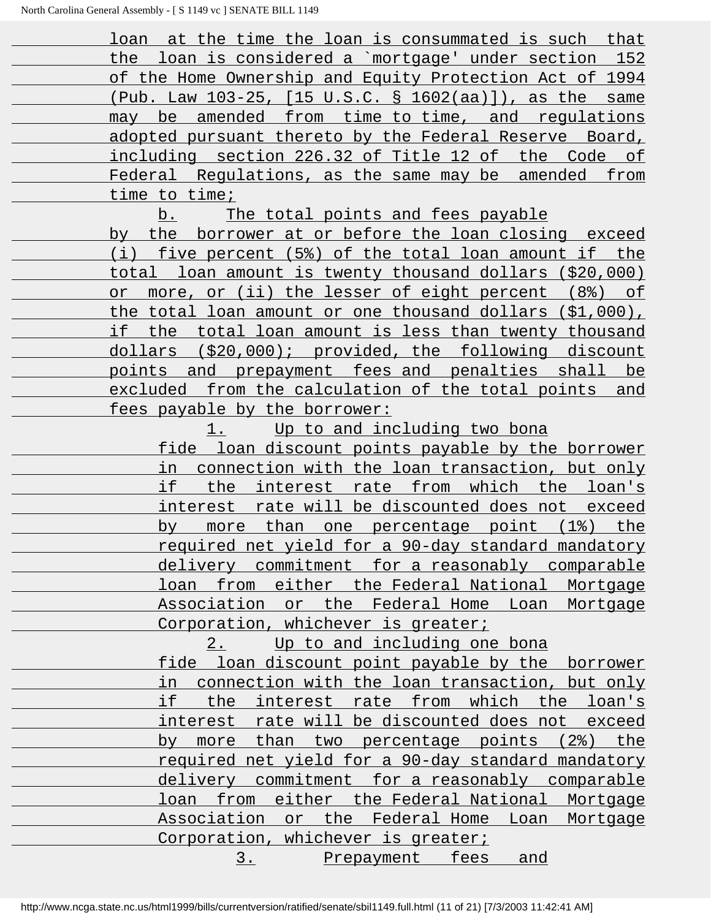loan at the time the loan is consummated is such that the loan is considered a `mortgage' under section 152 of the Home Ownership and Equity Protection Act of 1994 (Pub. Law 103-25, [15 U.S.C. § 1602(aa)]), as the same may be amended from time to time, and regulations adopted pursuant thereto by the Federal Reserve Board, including section 226.32 of Title 12 of the Code of Federal Regulations, as the same may be amended from time to time;

b. The total points and fees payable by the borrower at or before the loan closing exceed (i) five percent (5%) of the total loan amount if the total loan amount is twenty thousand dollars ($20,000) or more, or (ii) the lesser of eight percent (8%) of the total loan amount or one thousand dollars ($1,000), if the total loan amount is less than twenty thousand dollars ($20,000); provided, the following discount points and prepayment fees and penalties shall be excluded from the calculation of the total points and fees payable by the borrower:

1. Up to and including two bona fide loan discount points payable by the borrower in connection with the loan transaction, but only if the interest rate from which the loan's interest rate will be discounted does not exceed by more than one percentage point (1%) the required net yield for a 90-day standard mandatory delivery commitment for a reasonably comparable loan from either the Federal National Mortgage Association or the Federal Home Loan Mortgage Corporation, whichever is greater;

2. Up to and including one bona fide loan discount point payable by the borrower in connection with the loan transaction, but only if the interest rate from which the loan's interest rate will be discounted does not exceed by more than two percentage points (2%) the required net yield for a 90-day standard mandatory delivery commitment for a reasonably comparable loan from either the Federal National Mortgage Association or the Federal Home Loan Mortgage Corporation, whichever is greater;

3. Prepayment fees and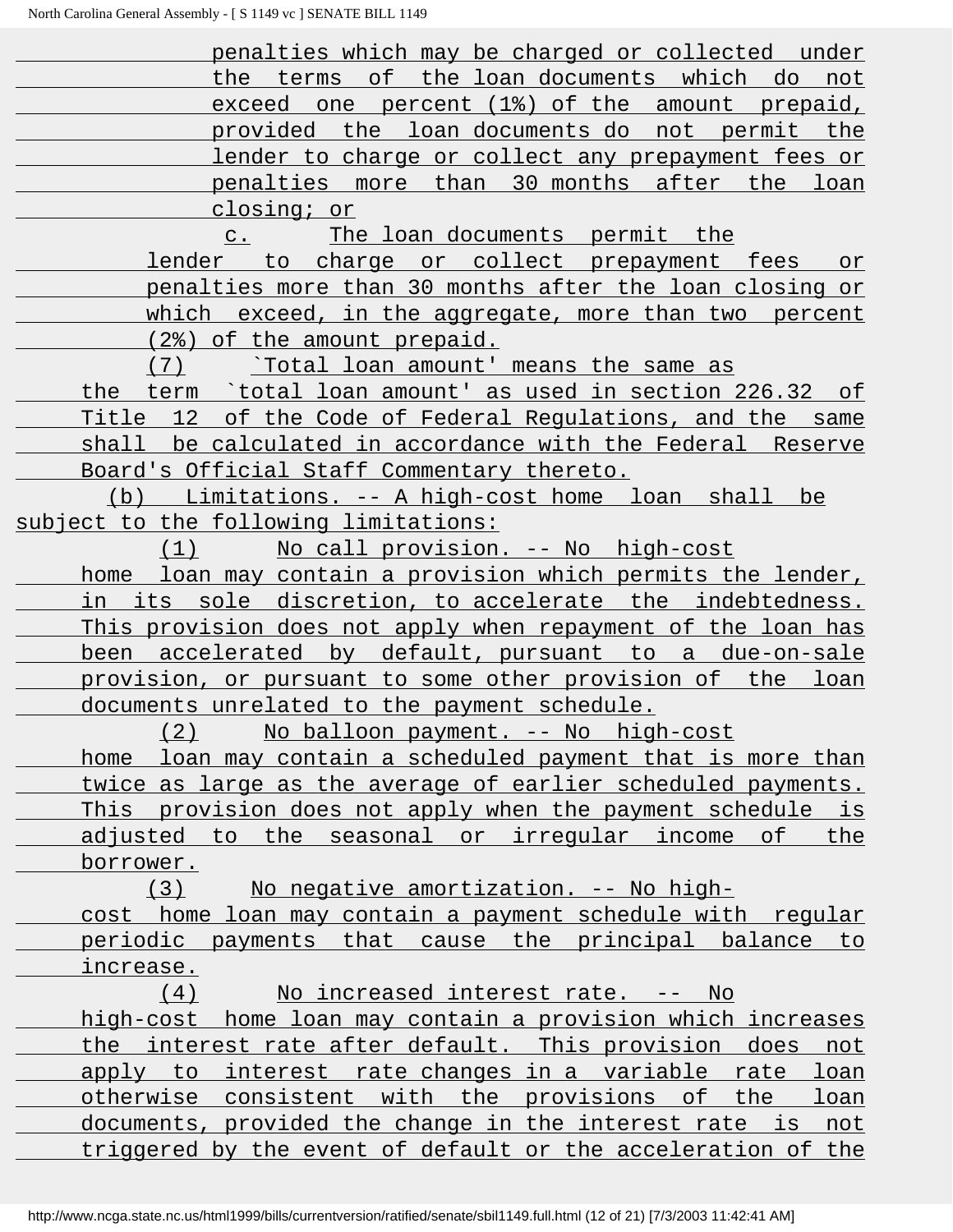penalties which may be charged or collected under the terms of the loan documents which do not exceed one percent (1%) of the amount prepaid, provided the loan documents do not permit the lender to charge or collect any prepayment fees or penalties more than 30 months after the loan closing; or

c. The loan documents permit the lender to charge or collect prepayment fees or penalties more than 30 months after the loan closing or which exceed, in the aggregate, more than two percent (2%) of the amount prepaid.

(7) `Total loan amount' means the same as the term `total loan amount' as used in section 226.32 of Title 12 of the Code of Federal Regulations, and the same shall be calculated in accordance with the Federal Reserve Board's Official Staff Commentary thereto.

(b) Limitations. -- A high-cost home loan shall be subject to the following limitations:

(1) No call provision. -- No high-cost home loan may contain a provision which permits the lender, in its sole discretion, to accelerate the indebtedness. This provision does not apply when repayment of the loan has been accelerated by default, pursuant to a due-on-sale provision, or pursuant to some other provision of the loan documents unrelated to the payment schedule.

(2) No balloon payment. -- No high-cost home loan may contain a scheduled payment that is more than twice as large as the average of earlier scheduled payments. This provision does not apply when the payment schedule is adjusted to the seasonal or irregular income of the borrower.

(3) No negative amortization. -- No high-cost home loan may contain a payment schedule with regular periodic payments that cause the principal balance to increase.

(4) No increased interest rate. -- No high-cost home loan may contain a provision which increases the interest rate after default. This provision does not apply to interest rate changes in a variable rate loan otherwise consistent with the provisions of the loan documents, provided the change in the interest rate is not triggered by the event of default or the acceleration of the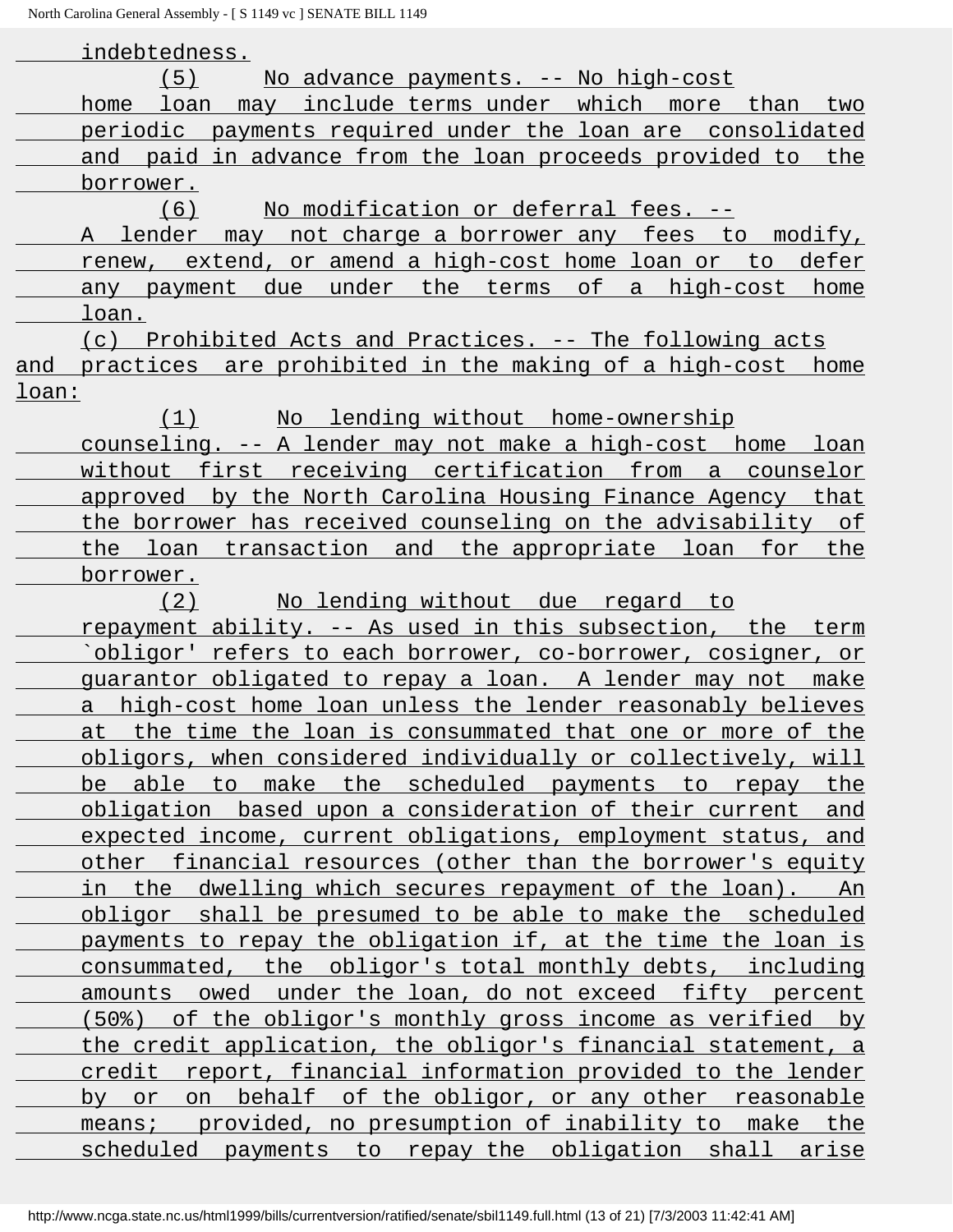indebtedness.

(5) No advance payments. -- No high-cost home loan may include terms under which more than two periodic payments required under the loan are consolidated and paid in advance from the loan proceeds provided to the borrower.

(6) No modification or deferral fees. -- A lender may not charge a borrower any fees to modify, renew, extend, or amend a high-cost home loan or to defer any payment due under the terms of a high-cost home loan.

(c) Prohibited Acts and Practices. -- The following acts and practices are prohibited in the making of a high-cost home loan:

(1) No lending without home-ownership counseling. -- A lender may not make a high-cost home loan without first receiving certification from a counselor approved by the North Carolina Housing Finance Agency that the borrower has received counseling on the advisability of the loan transaction and the appropriate loan for the borrower.

(2) No lending without due regard to repayment ability. -- As used in this subsection, the term `obligor' refers to each borrower, co-borrower, cosigner, or guarantor obligated to repay a loan. A lender may not make a high-cost home loan unless the lender reasonably believes at the time the loan is consummated that one or more of the obligors, when considered individually or collectively, will be able to make the scheduled payments to repay the obligation based upon a consideration of their current and expected income, current obligations, employment status, and other financial resources (other than the borrower's equity in the dwelling which secures repayment of the loan). An obligor shall be presumed to be able to make the scheduled payments to repay the obligation if, at the time the loan is consummated, the obligor's total monthly debts, including amounts owed under the loan, do not exceed fifty percent (50%) of the obligor's monthly gross income as verified by the credit application, the obligor's financial statement, a credit report, financial information provided to the lender by or on behalf of the obligor, or any other reasonable means; provided, no presumption of inability to make the scheduled payments to repay the obligation shall arise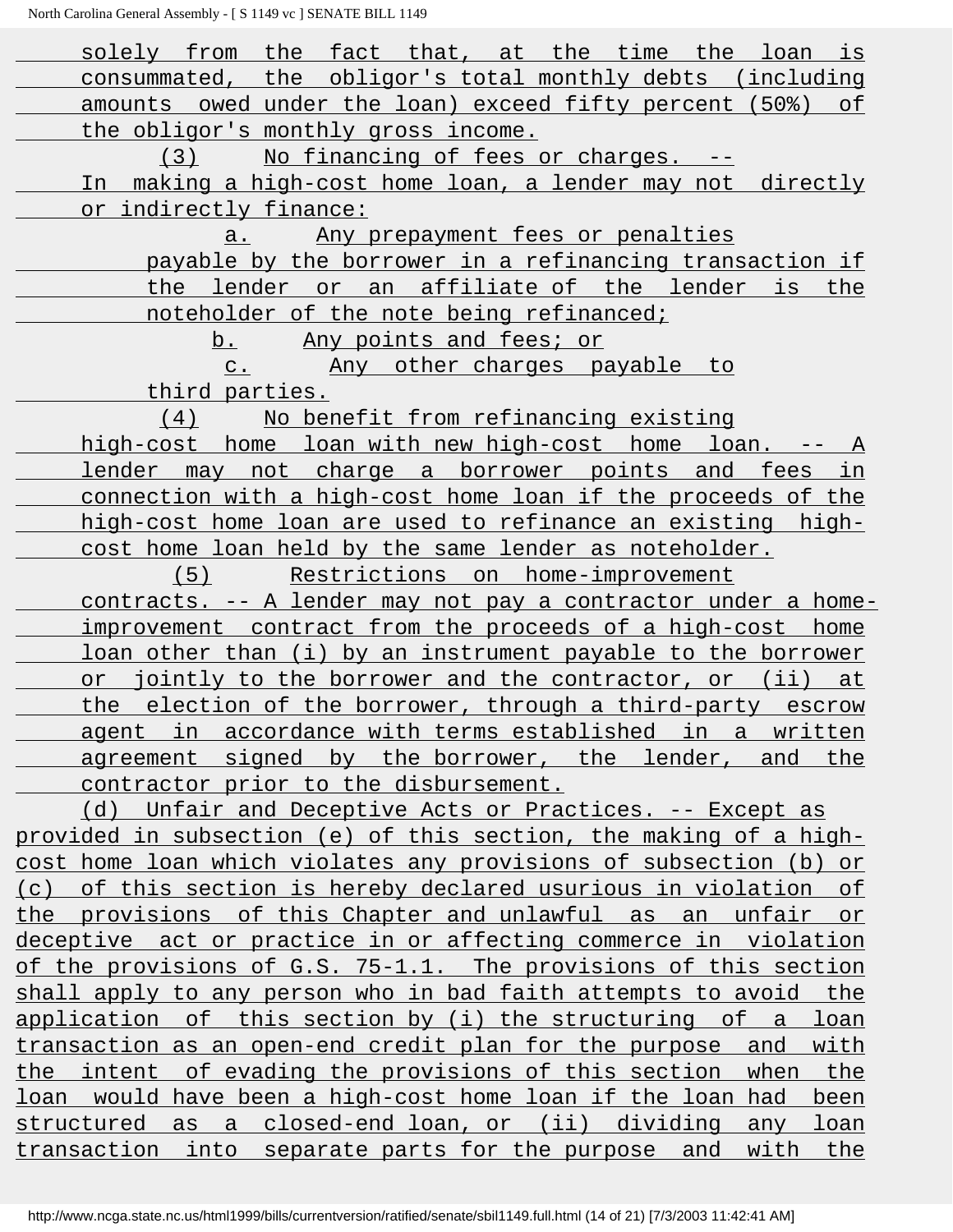solely from the fact that, at the time the loan is consummated, the obligor's total monthly debts (including amounts owed under the loan) exceed fifty percent (50%) of the obligor's monthly gross income.

(3) No financing of fees or charges. -- In making a high-cost home loan, a lender may not directly or indirectly finance:

a. Any prepayment fees or penalties payable by the borrower in a refinancing transaction if the lender or an affiliate of the lender is the noteholder of the note being refinanced;

b. Any points and fees; or

c. Any other charges payable to third parties.

(4) No benefit from refinancing existing high-cost home loan with new high-cost home loan. -- A lender may not charge a borrower points and fees in connection with a high-cost home loan if the proceeds of the high-cost home loan are used to refinance an existing high-cost home loan held by the same lender as noteholder.

(5) Restrictions on home-improvement contracts. -- A lender may not pay a contractor under a home-improvement contract from the proceeds of a high-cost home loan other than (i) by an instrument payable to the borrower or jointly to the borrower and the contractor, or (ii) at the election of the borrower, through a third-party escrow agent in accordance with terms established in a written agreement signed by the borrower, the lender, and the contractor prior to the disbursement.

(d) Unfair and Deceptive Acts or Practices. -- Except as provided in subsection (e) of this section, the making of a high-cost home loan which violates any provisions of subsection (b) or (c) of this section is hereby declared usurious in violation of the provisions of this Chapter and unlawful as an unfair or deceptive act or practice in or affecting commerce in violation of the provisions of G.S. 75-1.1. The provisions of this section shall apply to any person who in bad faith attempts to avoid the application of this section by (i) the structuring of a loan transaction as an open-end credit plan for the purpose and with the intent of evading the provisions of this section when the loan would have been a high-cost home loan if the loan had been structured as a closed-end loan, or (ii) dividing any loan transaction into separate parts for the purpose and with the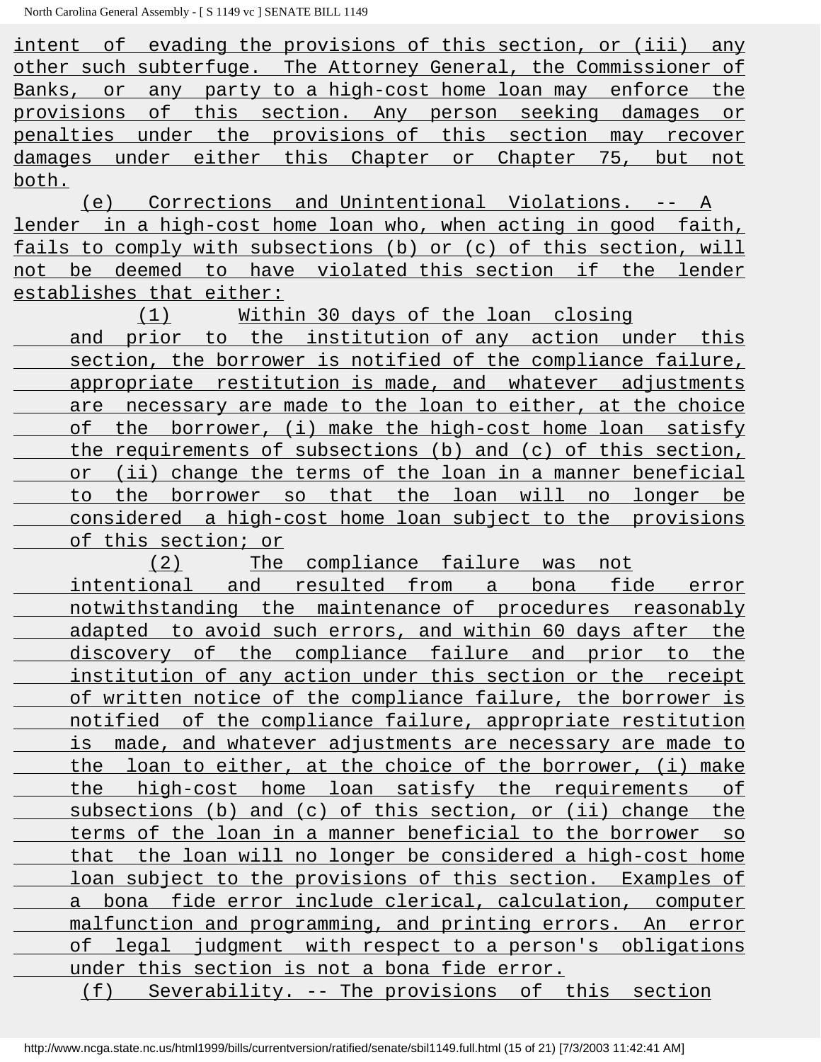intent of evading the provisions of this section, or (iii) any other such subterfuge. The Attorney General, the Commissioner of Banks, or any party to a high-cost home loan may enforce the provisions of this section. Any person seeking damages or penalties under the provisions of this section may recover damages under either this Chapter or Chapter 75, but not both.

(e) Corrections and Unintentional Violations. -- A lender in a high-cost home loan who, when acting in good faith, fails to comply with subsections (b) or (c) of this section, will not be deemed to have violated this section if the lender establishes that either:

(1) Within 30 days of the loan closing and prior to the institution of any action under this section, the borrower is notified of the compliance failure, appropriate restitution is made, and whatever adjustments are necessary are made to the loan to either, at the choice of the borrower, (i) make the high-cost home loan satisfy the requirements of subsections (b) and (c) of this section, or (ii) change the terms of the loan in a manner beneficial to the borrower so that the loan will no longer be considered a high-cost home loan subject to the provisions of this section; or

(2) The compliance failure was not intentional and resulted from a bona fide error notwithstanding the maintenance of procedures reasonably adapted to avoid such errors, and within 60 days after the discovery of the compliance failure and prior to the institution of any action under this section or the receipt of written notice of the compliance failure, the borrower is notified of the compliance failure, appropriate restitution is made, and whatever adjustments are necessary are made to the loan to either, at the choice of the borrower, (i) make the high-cost home loan satisfy the requirements of subsections (b) and (c) of this section, or (ii) change the terms of the loan in a manner beneficial to the borrower so that the loan will no longer be considered a high-cost home loan subject to the provisions of this section. Examples of a bona fide error include clerical, calculation, computer malfunction and programming, and printing errors. An error of legal judgment with respect to a person's obligations under this section is not a bona fide error.

(f) Severability. -- The provisions of this section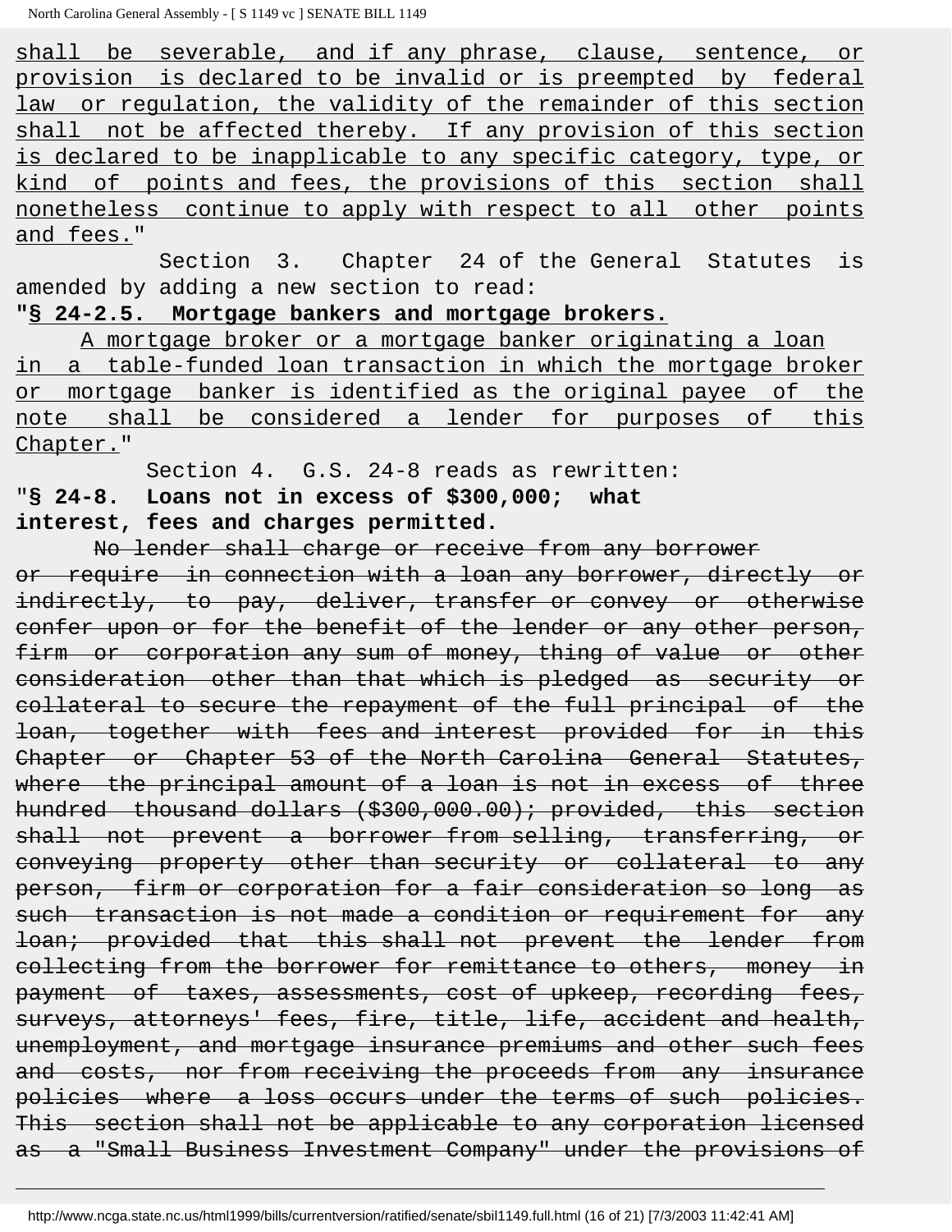shall be severable, and if any phrase, clause, sentence, or provision is declared to be invalid or is preempted by federal law or regulation, the validity of the remainder of this section shall not be affected thereby. If any provision of this section is declared to be inapplicable to any specific category, type, or kind of points and fees, the provisions of this section shall nonetheless continue to apply with respect to all other points and fees."

Section 3. Chapter 24 of the General Statutes is amended by adding a new section to read:

**"§ 24-2.5. Mortgage bankers and mortgage brokers.**

A mortgage broker or a mortgage banker originating a loan in a table-funded loan transaction in which the mortgage broker or mortgage banker is identified as the original payee of the note shall be considered a lender for purposes of this Chapter."

Section 4. G.S. 24-8 reads as rewritten:

**"§ 24-8. Loans not in excess of $300,000; what interest, fees and charges permitted.**

~~No lender shall charge or receive from any borrower or require in connection with a loan any borrower, directly or indirectly, to pay, deliver, transfer or convey or otherwise confer upon or for the benefit of the lender or any other person, firm or corporation any sum of money, thing of value or other consideration other than that which is pledged as security or collateral to secure the repayment of the full principal of the loan, together with fees and interest provided for in this Chapter or Chapter 53 of the North Carolina General Statutes, where the principal amount of a loan is not in excess of three hundred thousand dollars ($300,000.00); provided, this section shall not prevent a borrower from selling, transferring, or conveying property other than security or collateral to any person, firm or corporation for a fair consideration so long as such transaction is not made a condition or requirement for any loan; provided that this shall not prevent the lender from collecting from the borrower for remittance to others, money in payment of taxes, assessments, cost of upkeep, recording fees, surveys, attorneys' fees, fire, title, life, accident and health, unemployment, and mortgage insurance premiums and other such fees and costs, nor from receiving the proceeds from any insurance policies where a loss occurs under the terms of such policies. This section shall not be applicable to any corporation licensed as a "Small Business Investment Company" under the provisions of~~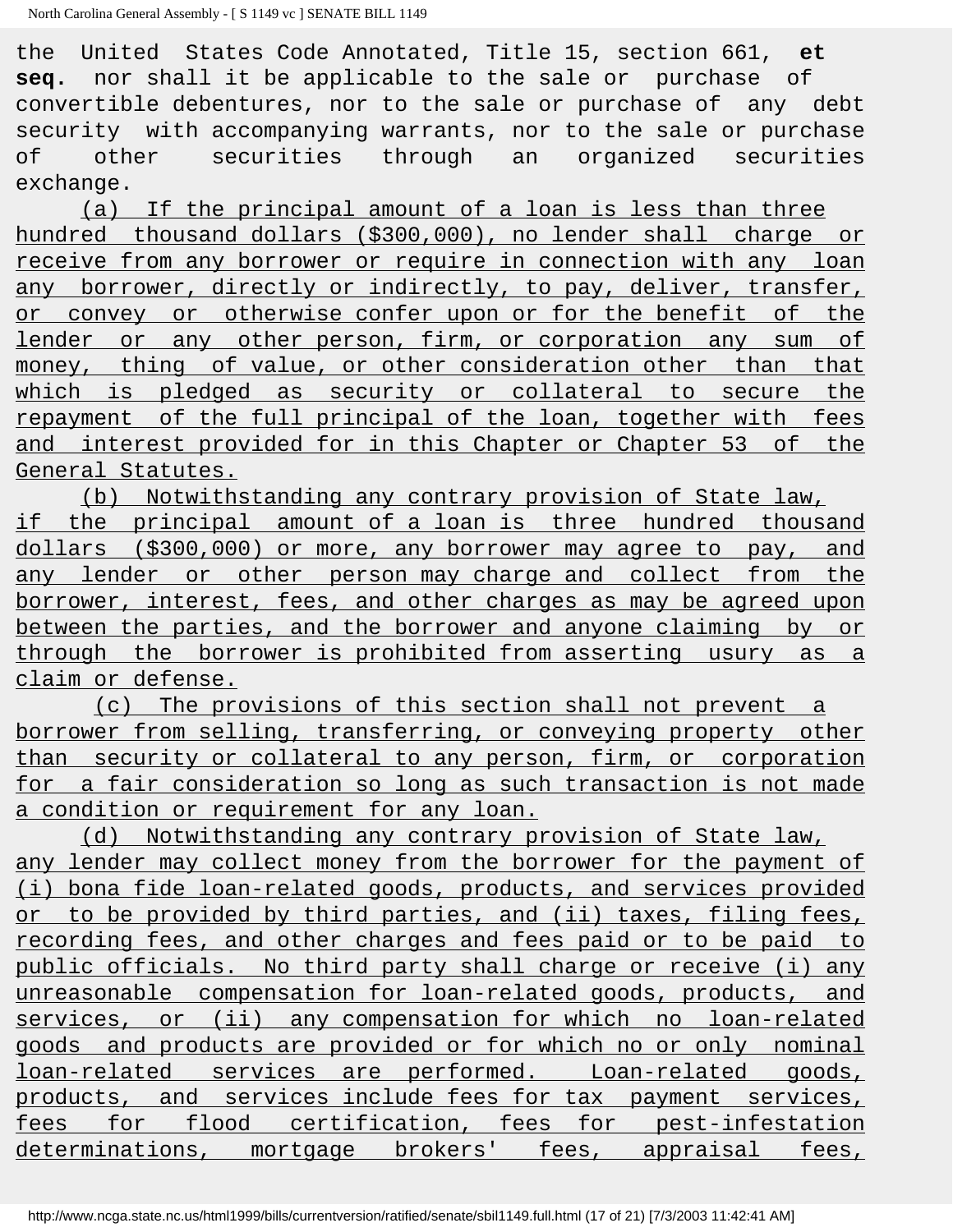the United States Code Annotated, Title 15, section 661, **et seq.** nor shall it be applicable to the sale or purchase of convertible debentures, nor to the sale or purchase of any debt security with accompanying warrants, nor to the sale or purchase of other securities through an organized securities exchange.

(a) If the principal amount of a loan is less than three hundred thousand dollars ($300,000), no lender shall charge or receive from any borrower or require in connection with any loan any borrower, directly or indirectly, to pay, deliver, transfer, or convey or otherwise confer upon or for the benefit of the lender or any other person, firm, or corporation any sum of money, thing of value, or other consideration other than that which is pledged as security or collateral to secure the repayment of the full principal of the loan, together with fees and interest provided for in this Chapter or Chapter 53 of the General Statutes.

(b) Notwithstanding any contrary provision of State law, if the principal amount of a loan is three hundred thousand dollars ($300,000) or more, any borrower may agree to pay, and any lender or other person may charge and collect from the borrower, interest, fees, and other charges as may be agreed upon between the parties, and the borrower and anyone claiming by or through the borrower is prohibited from asserting usury as a claim or defense.

(c) The provisions of this section shall not prevent a borrower from selling, transferring, or conveying property other than security or collateral to any person, firm, or corporation for a fair consideration so long as such transaction is not made a condition or requirement for any loan.

(d) Notwithstanding any contrary provision of State law, any lender may collect money from the borrower for the payment of (i) bona fide loan-related goods, products, and services provided or to be provided by third parties, and (ii) taxes, filing fees, recording fees, and other charges and fees paid or to be paid to public officials. No third party shall charge or receive (i) any unreasonable compensation for loan-related goods, products, and services, or (ii) any compensation for which no loan-related goods and products are provided or for which no or only nominal loan-related services are performed. Loan-related goods, products, and services include fees for tax payment services, fees for flood certification, fees for pest-infestation determinations, mortgage brokers' fees, appraisal fees,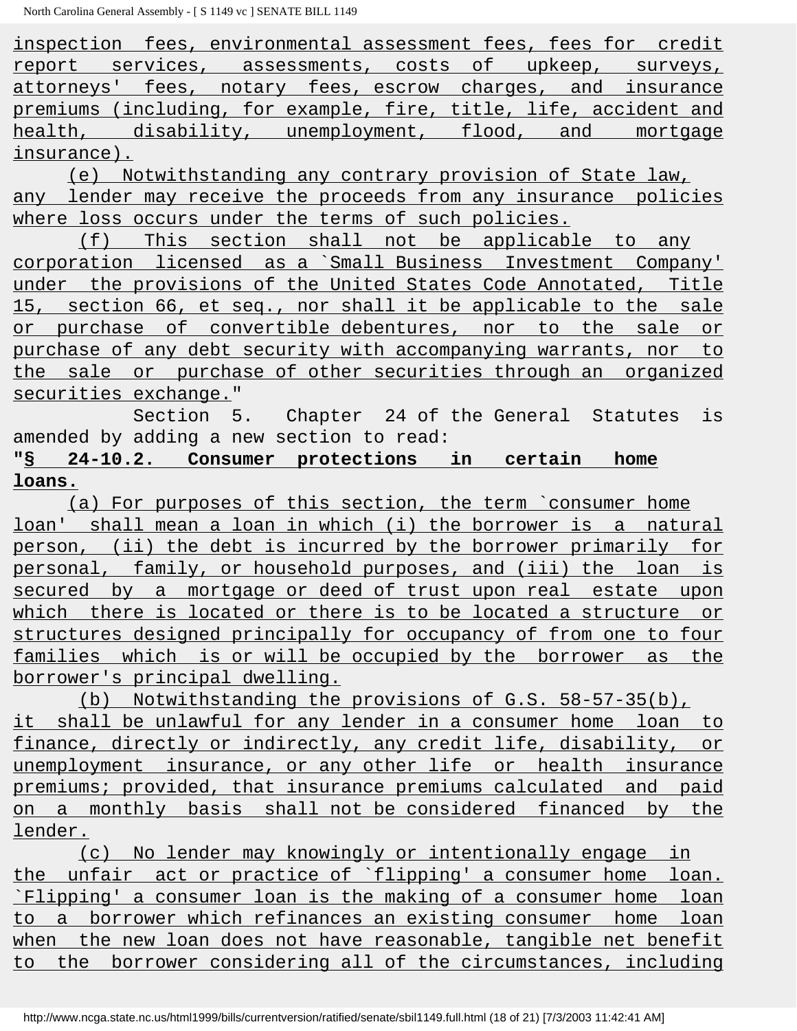inspection fees, environmental assessment fees, fees for credit report services, assessments, costs of upkeep, surveys, attorneys' fees, notary fees, escrow charges, and insurance premiums (including, for example, fire, title, life, accident and health, disability, unemployment, flood, and mortgage insurance).

(e) Notwithstanding any contrary provision of State law, any lender may receive the proceeds from any insurance policies where loss occurs under the terms of such policies.

(f) This section shall not be applicable to any corporation licensed as a `Small Business Investment Company' under the provisions of the United States Code Annotated, Title 15, section 66, et seq., nor shall it be applicable to the sale or purchase of convertible debentures, nor to the sale or purchase of any debt security with accompanying warrants, nor to the sale or purchase of other securities through an organized securities exchange."

Section 5. Chapter 24 of the General Statutes is amended by adding a new section to read:

**"§ 24-10.2. Consumer protections in certain home loans.**

(a) For purposes of this section, the term `consumer home loan' shall mean a loan in which (i) the borrower is a natural person, (ii) the debt is incurred by the borrower primarily for personal, family, or household purposes, and (iii) the loan is secured by a mortgage or deed of trust upon real estate upon which there is located or there is to be located a structure or structures designed principally for occupancy of from one to four families which is or will be occupied by the borrower as the borrower's principal dwelling.

(b) Notwithstanding the provisions of G.S. 58-57-35(b), it shall be unlawful for any lender in a consumer home loan to finance, directly or indirectly, any credit life, disability, or unemployment insurance, or any other life or health insurance premiums; provided, that insurance premiums calculated and paid on a monthly basis shall not be considered financed by the lender.

(c) No lender may knowingly or intentionally engage in the unfair act or practice of `flipping' a consumer home loan. `Flipping' a consumer loan is the making of a consumer home loan to a borrower which refinances an existing consumer home loan when the new loan does not have reasonable, tangible net benefit to the borrower considering all of the circumstances, including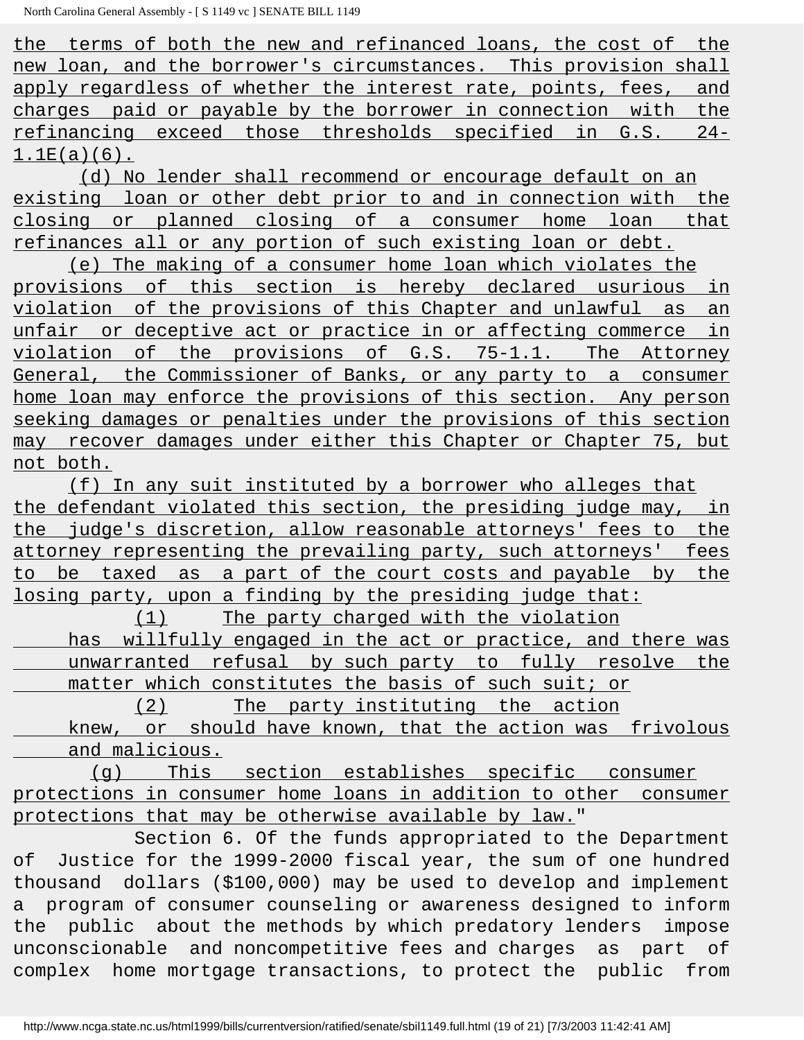the terms of both the new and refinanced loans, the cost of the new loan, and the borrower's circumstances. This provision shall apply regardless of whether the interest rate, points, fees, and charges paid or payable by the borrower in connection with the refinancing exceed those thresholds specified in G.S. 24-1.1E(a)(6).

(d) No lender shall recommend or encourage default on an existing loan or other debt prior to and in connection with the closing or planned closing of a consumer home loan that refinances all or any portion of such existing loan or debt.

(e) The making of a consumer home loan which violates the provisions of this section is hereby declared usurious in violation of the provisions of this Chapter and unlawful as an unfair or deceptive act or practice in or affecting commerce in violation of the provisions of G.S. 75-1.1. The Attorney General, the Commissioner of Banks, or any party to a consumer home loan may enforce the provisions of this section. Any person seeking damages or penalties under the provisions of this section may recover damages under either this Chapter or Chapter 75, but not both.

(f) In any suit instituted by a borrower who alleges that the defendant violated this section, the presiding judge may, in the judge's discretion, allow reasonable attorneys' fees to the attorney representing the prevailing party, such attorneys' fees to be taxed as a part of the court costs and payable by the losing party, upon a finding by the presiding judge that:

(1) The party charged with the violation has willfully engaged in the act or practice, and there was unwarranted refusal by such party to fully resolve the matter which constitutes the basis of such suit; or

(2) The party instituting the action knew, or should have known, that the action was frivolous and malicious.

(g) This section establishes specific consumer protections in consumer home loans in addition to other consumer protections that may be otherwise available by law."

Section 6. Of the funds appropriated to the Department of Justice for the 1999-2000 fiscal year, the sum of one hundred thousand dollars ($100,000) may be used to develop and implement a program of consumer counseling or awareness designed to inform the public about the methods by which predatory lenders impose unconscionable and noncompetitive fees and charges as part of complex home mortgage transactions, to protect the public from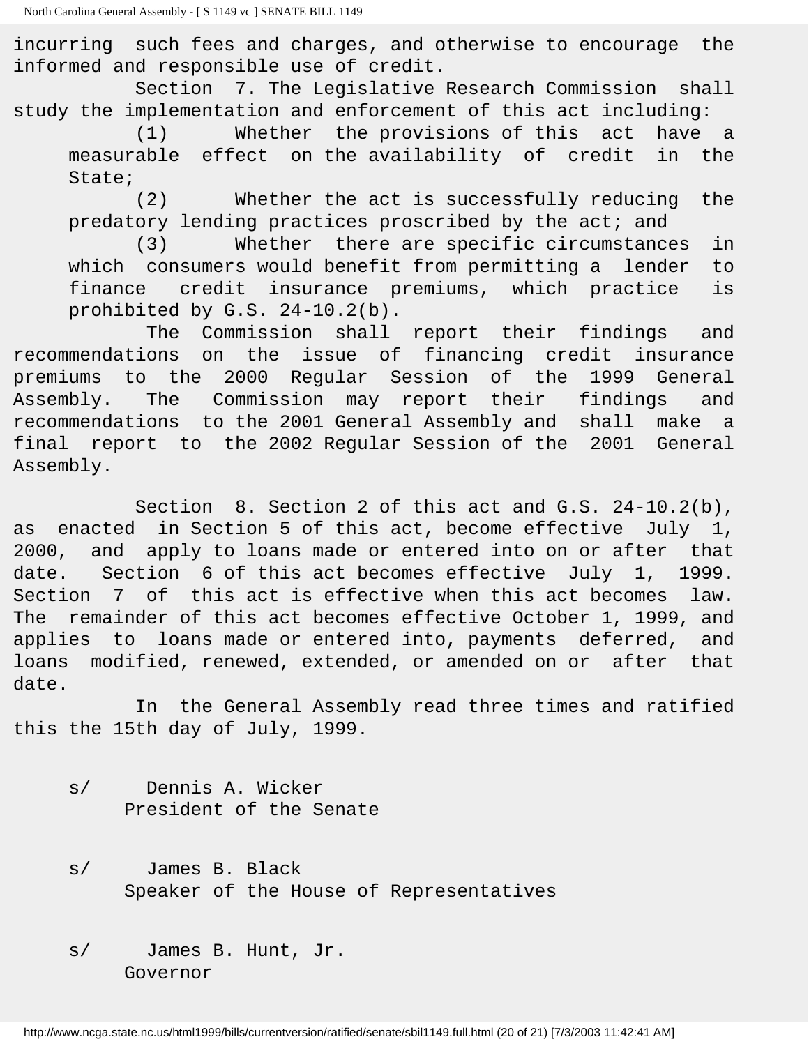incurring such fees and charges, and otherwise to encourage the informed and responsible use of credit.

Section 7. The Legislative Research Commission shall study the implementation and enforcement of this act including:

(1) Whether the provisions of this act have a measurable effect on the availability of credit in the State;

(2) Whether the act is successfully reducing the predatory lending practices proscribed by the act; and

(3) Whether there are specific circumstances in which consumers would benefit from permitting a lender to finance credit insurance premiums, which practice is prohibited by G.S. 24-10.2(b).

The Commission shall report their findings and recommendations on the issue of financing credit insurance premiums to the 2000 Regular Session of the 1999 General Assembly. The Commission may report their findings and recommendations to the 2001 General Assembly and shall make a final report to the 2002 Regular Session of the 2001 General Assembly.

Section 8. Section 2 of this act and G.S. 24-10.2(b), as enacted in Section 5 of this act, become effective July 1, 2000, and apply to loans made or entered into on or after that date. Section 6 of this act becomes effective July 1, 1999. Section 7 of this act is effective when this act becomes law. The remainder of this act becomes effective October 1, 1999, and applies to loans made or entered into, payments deferred, and loans modified, renewed, extended, or amended on or after that date.

In the General Assembly read three times and ratified this the 15th day of July, 1999.

s/ Dennis A. Wicker
President of the Senate

s/ James B. Black
Speaker of the House of Representatives

s/ James B. Hunt, Jr.
Governor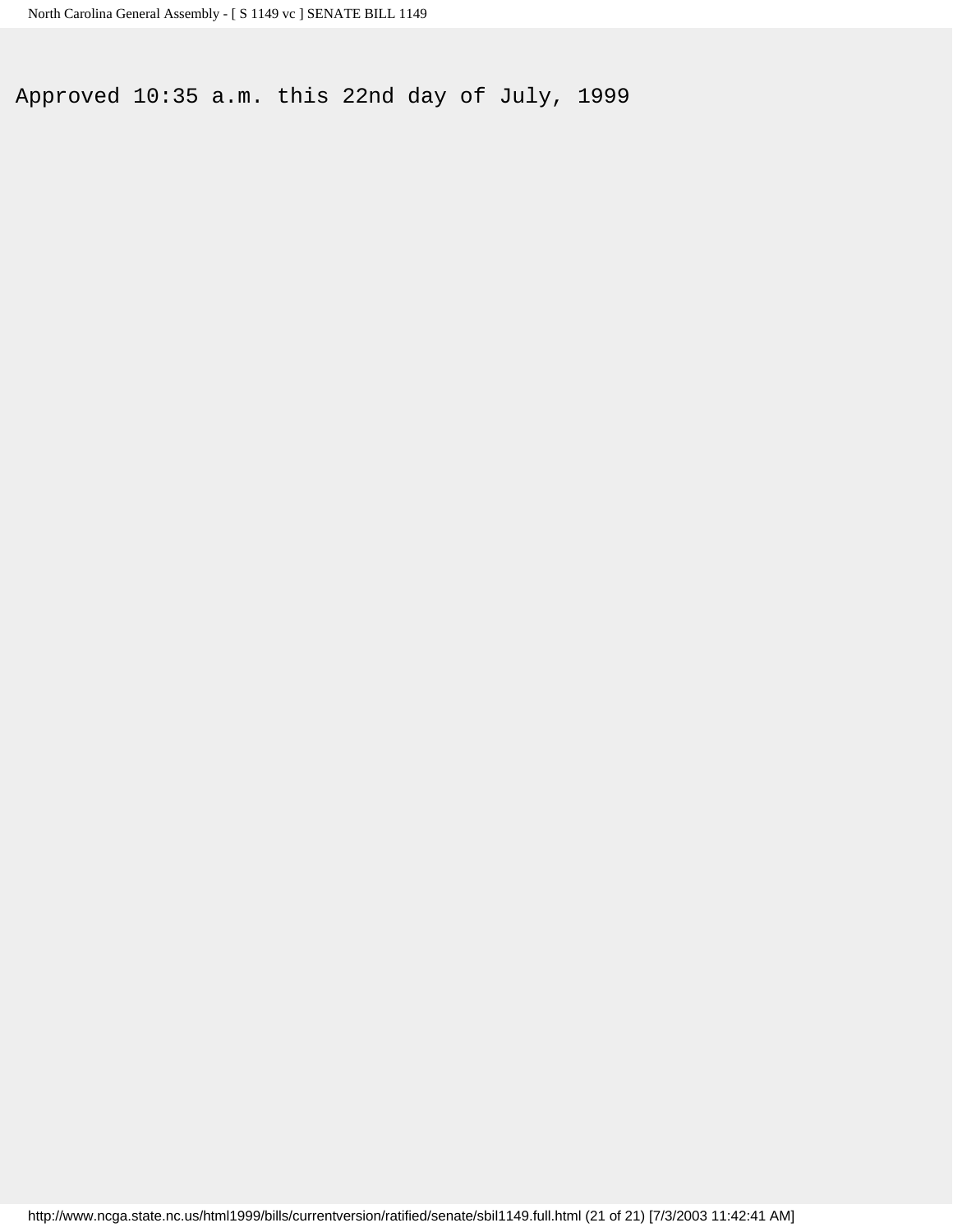Approved 10:35 a.m. this 22nd day of July, 1999